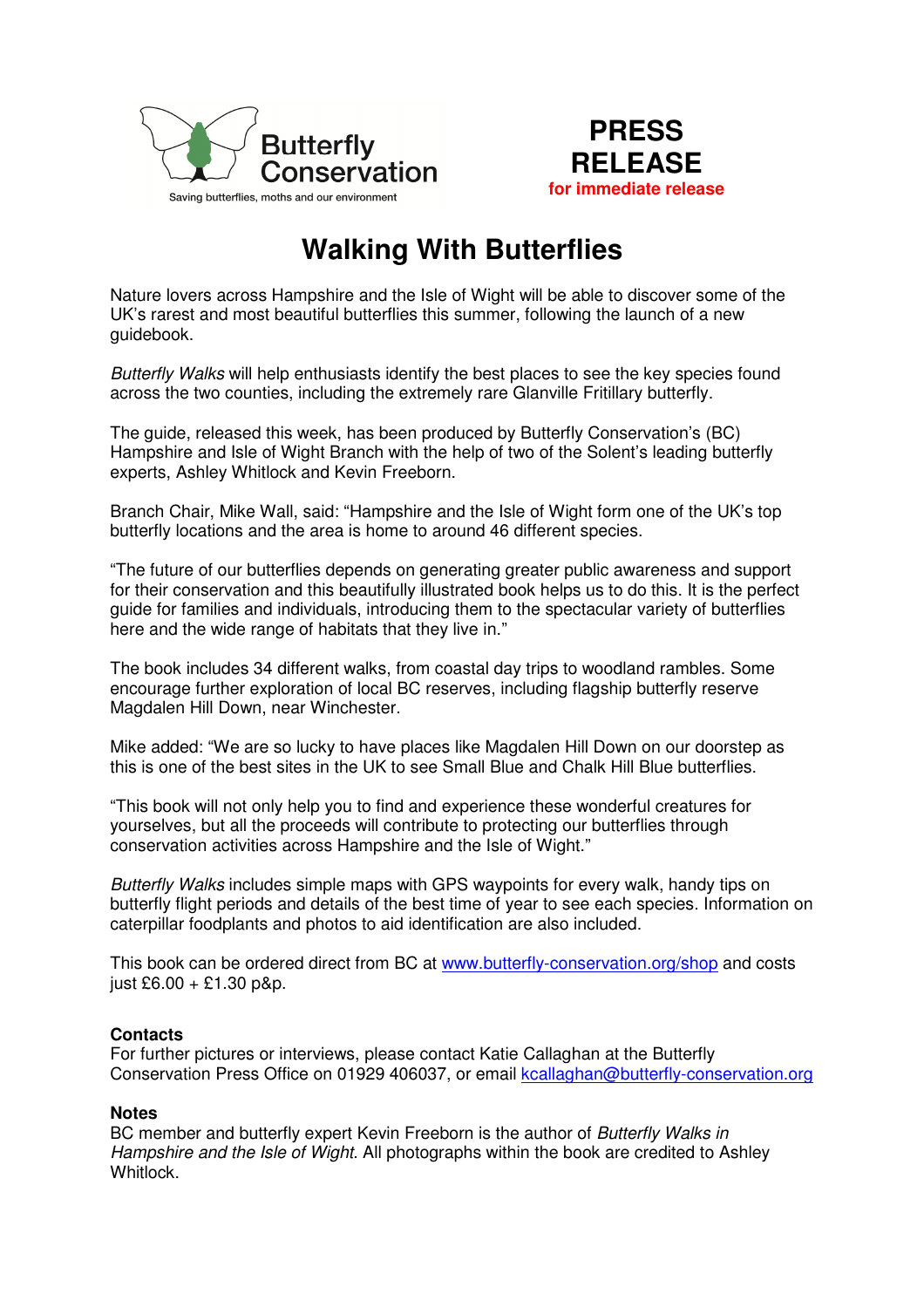Butterfly Conservation

Saving butterflies, moths and our environment

**PRESS RELEASE**

**for immediate release**

# Walking With Butterflies

Nature lovers across Hampshire and the Isle of Wight will be able to discover some of the UK's rarest and most beautiful butterflies this summer, following the launch of a new guidebook.

*Butterfly Walks* will help enthusiasts identify the best places to see the key species found across the two counties, including the extremely rare Glanville Fritillary butterfly.

The guide, released this week, has been produced by Butterfly Conservation's (BC) Hampshire and Isle of Wight Branch with the help of two of the Solent's leading butterfly experts, Ashley Whitlock and Kevin Freeborn.

Branch Chair, Mike Wall, said: "Hampshire and the Isle of Wight form one of the UK's top butterfly locations and the area is home to around 46 different species.

"The future of our butterflies depends on generating greater public awareness and support for their conservation and this beautifully illustrated book helps us to do this. It is the perfect guide for families and individuals, introducing them to the spectacular variety of butterflies here and the wide range of habitats that they live in."

The book includes 34 different walks, from coastal day trips to woodland rambles. Some encourage further exploration of local BC reserves, including flagship butterfly reserve Magdalen Hill Down, near Winchester.

Mike added: "We are so lucky to have places like Magdalen Hill Down on our doorstep as this is one of the best sites in the UK to see Small Blue and Chalk Hill Blue butterflies.

"This book will not only help you to find and experience these wonderful creatures for yourselves, but all the proceeds will contribute to protecting our butterflies through conservation activities across Hampshire and the Isle of Wight."

*Butterfly Walks* includes simple maps with GPS waypoints for every walk, handy tips on butterfly flight periods and details of the best time of year to see each species. Information on caterpillar foodplants and photos to aid identification are also included.

This book can be ordered direct from BC at www.butterfly-conservation.org/shop and costs just £6.00 + £1.30 p&p.

**Contacts**

For further pictures or interviews, please contact Katie Callaghan at the Butterfly Conservation Press Office on 01929 406037, or email kcallaghan@butterfly-conservation.org

**Notes**

BC member and butterfly expert Kevin Freeborn is the author of *Butterfly Walks in Hampshire and the Isle of Wight*. All photographs within the book are credited to Ashley Whitlock.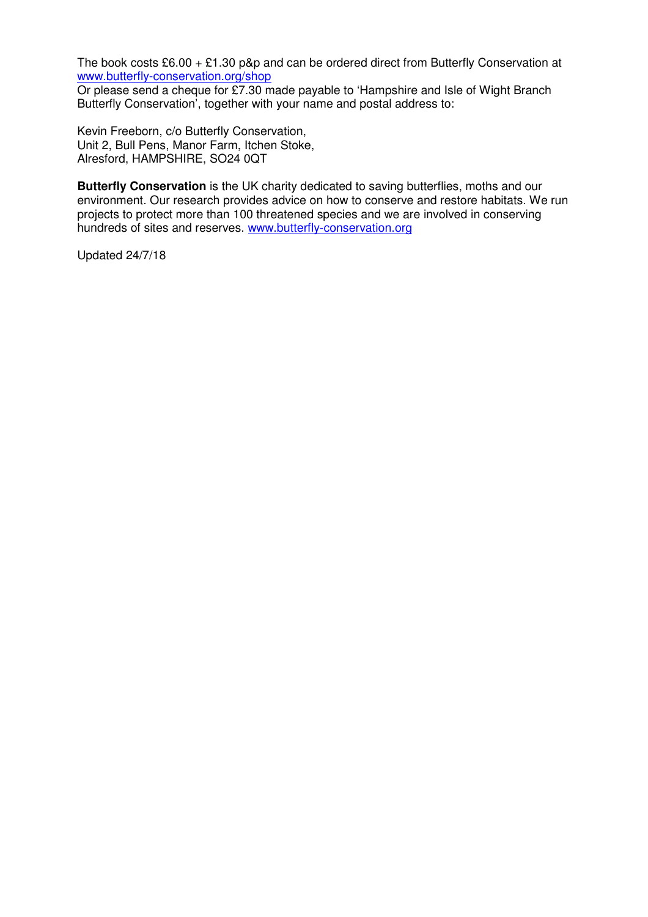The book costs £6.00 + £1.30 p&p and can be ordered direct from Butterfly Conservation at www.butterfly-conservation.org/shop
Or please send a cheque for £7.30 made payable to 'Hampshire and Isle of Wight Branch Butterfly Conservation', together with your name and postal address to:

Kevin Freeborn, c/o Butterfly Conservation,
Unit 2, Bull Pens, Manor Farm, Itchen Stoke,
Alresford, HAMPSHIRE, SO24 0QT

**Butterfly Conservation** is the UK charity dedicated to saving butterflies, moths and our environment. Our research provides advice on how to conserve and restore habitats. We run projects to protect more than 100 threatened species and we are involved in conserving hundreds of sites and reserves. www.butterfly-conservation.org

Updated 24/7/18